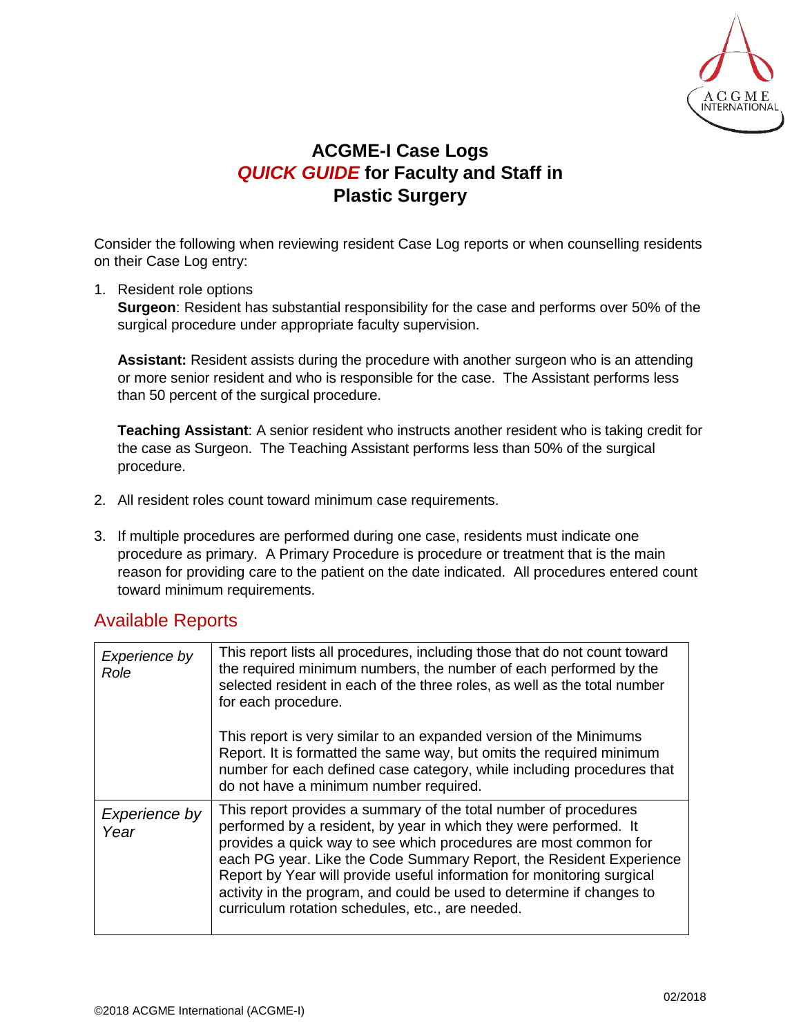# ACGME-I Case Logs
## *QUICK GUIDE* for Faculty and Staff in Plastic Surgery

Consider the following when reviewing resident Case Log reports or when counselling residents on their Case Log entry:

1. Resident role options

   **Surgeon**: Resident has substantial responsibility for the case and performs over 50% of the surgical procedure under appropriate faculty supervision.

   **Assistant:** Resident assists during the procedure with another surgeon who is an attending or more senior resident and who is responsible for the case. The Assistant performs less than 50 percent of the surgical procedure.

   **Teaching Assistant**: A senior resident who instructs another resident who is taking credit for the case as Surgeon. The Teaching Assistant performs less than 50% of the surgical procedure.

2. All resident roles count toward minimum case requirements.

3. If multiple procedures are performed during one case, residents must indicate one procedure as primary. A Primary Procedure is procedure or treatment that is the main reason for providing care to the patient on the date indicated. All procedures entered count toward minimum requirements.

## Available Reports

| | |
|---|---|
| *Experience by Role* | This report lists all procedures, including those that do not count toward the required minimum numbers, the number of each performed by the selected resident in each of the three roles, as well as the total number for each procedure.<br><br>This report is very similar to an expanded version of the Minimums Report. It is formatted the same way, but omits the required minimum number for each defined case category, while including procedures that do not have a minimum number required. |
| *Experience by Year* | This report provides a summary of the total number of procedures performed by a resident, by year in which they were performed. It provides a quick way to see which procedures are most common for each PG year. Like the Code Summary Report, the Resident Experience Report by Year will provide useful information for monitoring surgical activity in the program, and could be used to determine if changes to curriculum rotation schedules, etc., are needed. |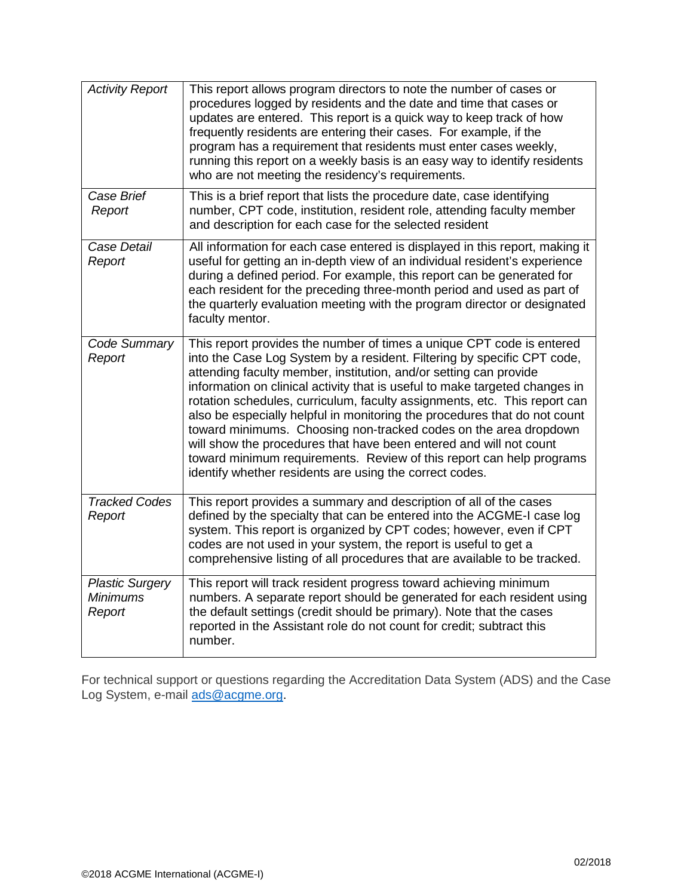| | |
|---|---|
| *Activity Report* | This report allows program directors to note the number of cases or procedures logged by residents and the date and time that cases or updates are entered. This report is a quick way to keep track of how frequently residents are entering their cases. For example, if the program has a requirement that residents must enter cases weekly, running this report on a weekly basis is an easy way to identify residents who are not meeting the residency's requirements. |
| *Case Brief Report* | This is a brief report that lists the procedure date, case identifying number, CPT code, institution, resident role, attending faculty member and description for each case for the selected resident |
| *Case Detail Report* | All information for each case entered is displayed in this report, making it useful for getting an in-depth view of an individual resident's experience during a defined period. For example, this report can be generated for each resident for the preceding three-month period and used as part of the quarterly evaluation meeting with the program director or designated faculty mentor. |
| *Code Summary Report* | This report provides the number of times a unique CPT code is entered into the Case Log System by a resident. Filtering by specific CPT code, attending faculty member, institution, and/or setting can provide information on clinical activity that is useful to make targeted changes in rotation schedules, curriculum, faculty assignments, etc. This report can also be especially helpful in monitoring the procedures that do not count toward minimums. Choosing non-tracked codes on the area dropdown will show the procedures that have been entered and will not count toward minimum requirements. Review of this report can help programs identify whether residents are using the correct codes. |
| *Tracked Codes Report* | This report provides a summary and description of all of the cases defined by the specialty that can be entered into the ACGME-I case log system. This report is organized by CPT codes; however, even if CPT codes are not used in your system, the report is useful to get a comprehensive listing of all procedures that are available to be tracked. |
| *Plastic Surgery Minimums Report* | This report will track resident progress toward achieving minimum numbers. A separate report should be generated for each resident using the default settings (credit should be primary). Note that the cases reported in the Assistant role do not count for credit; subtract this number. |

For technical support or questions regarding the Accreditation Data System (ADS) and the Case Log System, e-mail ads@acgme.org.

©2018 ACGME International (ACGME-I)

02/2018